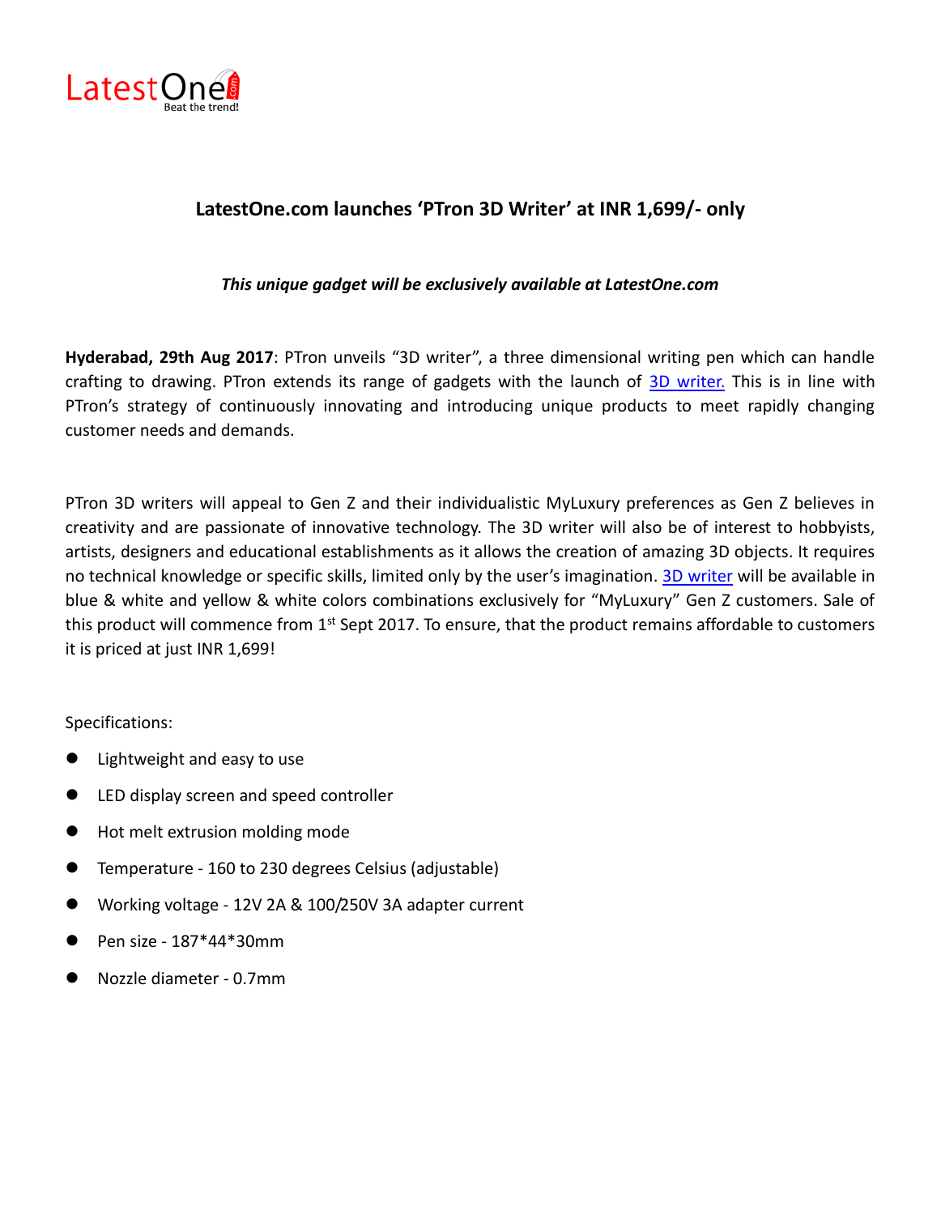LatestOne.com
Beat the trend!

## LatestOne.com launches 'PTron 3D Writer' at INR 1,699/- only

***This unique gadget will be exclusively available at LatestOne.com***

**Hyderabad, 29th Aug 2017**: PTron unveils "3D writer", a three dimensional writing pen which can handle crafting to drawing. PTron extends its range of gadgets with the launch of 3D writer. This is in line with PTron's strategy of continuously innovating and introducing unique products to meet rapidly changing customer needs and demands.

PTron 3D writers will appeal to Gen Z and their individualistic MyLuxury preferences as Gen Z believes in creativity and are passionate of innovative technology. The 3D writer will also be of interest to hobbyists, artists, designers and educational establishments as it allows the creation of amazing 3D objects. It requires no technical knowledge or specific skills, limited only by the user's imagination. 3D writer will be available in blue & white and yellow & white colors combinations exclusively for "MyLuxury" Gen Z customers. Sale of this product will commence from 1st Sept 2017. To ensure, that the product remains affordable to customers it is priced at just INR 1,699!

Specifications:

- Lightweight and easy to use
- LED display screen and speed controller
- Hot melt extrusion molding mode
- Temperature - 160 to 230 degrees Celsius (adjustable)
- Working voltage - 12V 2A & 100/250V 3A adapter current
- Pen size - 187*44*30mm
- Nozzle diameter - 0.7mm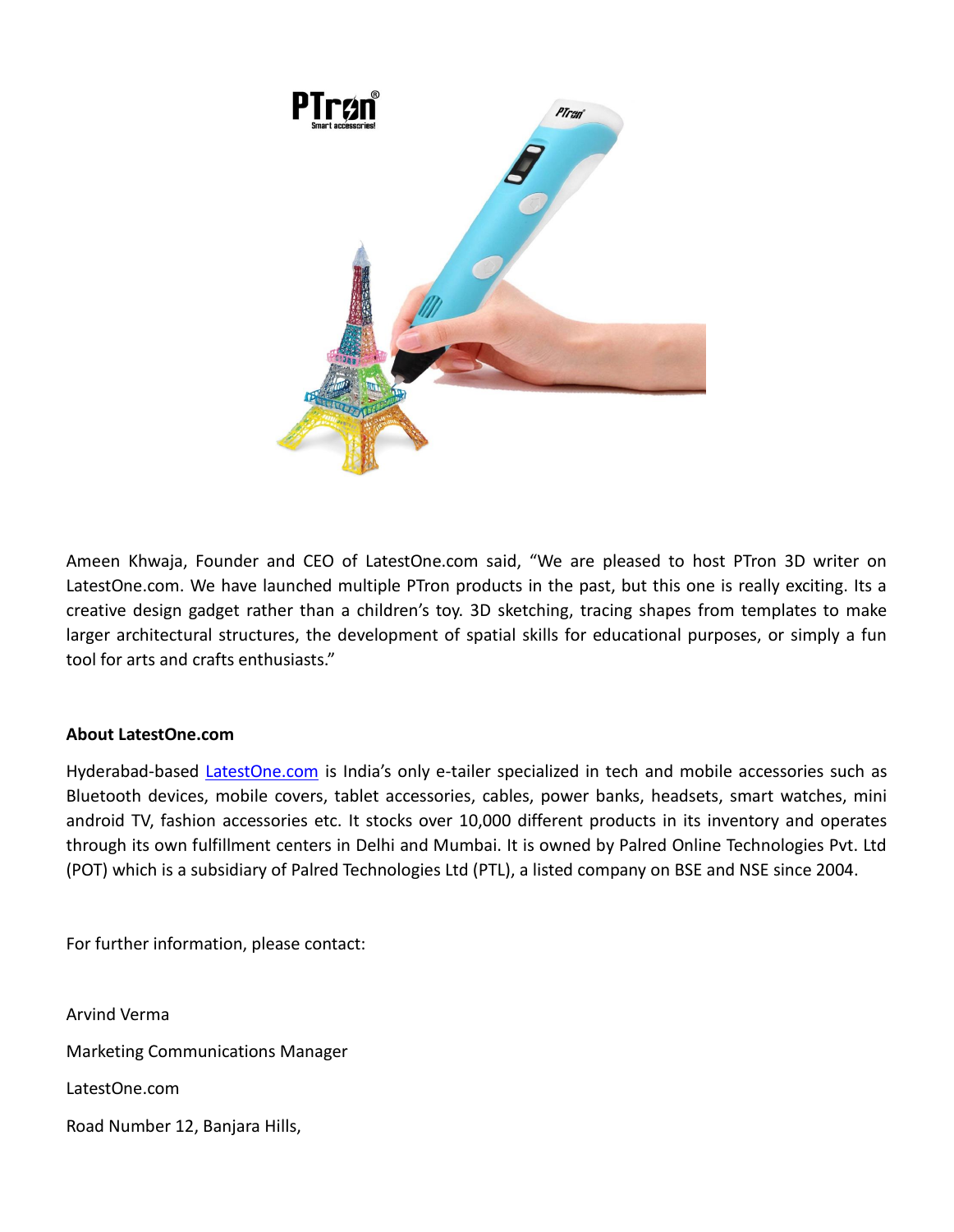Ameen Khwaja, Founder and CEO of LatestOne.com said, “We are pleased to host PTron 3D writer on LatestOne.com. We have launched multiple PTron products in the past, but this one is really exciting. Its a creative design gadget rather than a children’s toy. 3D sketching, tracing shapes from templates to make larger architectural structures, the development of spatial skills for educational purposes, or simply a fun tool for arts and crafts enthusiasts.”

**About LatestOne.com**

Hyderabad-based [LatestOne.com](LatestOne.com) is India’s only e-tailer specialized in tech and mobile accessories such as Bluetooth devices, mobile covers, tablet accessories, cables, power banks, headsets, smart watches, mini android TV, fashion accessories etc. It stocks over 10,000 different products in its inventory and operates through its own fulfillment centers in Delhi and Mumbai. It is owned by Palred Online Technologies Pvt. Ltd (POT) which is a subsidiary of Palred Technologies Ltd (PTL), a listed company on BSE and NSE since 2004.

For further information, please contact:

Arvind Verma

Marketing Communications Manager

LatestOne.com

Road Number 12, Banjara Hills,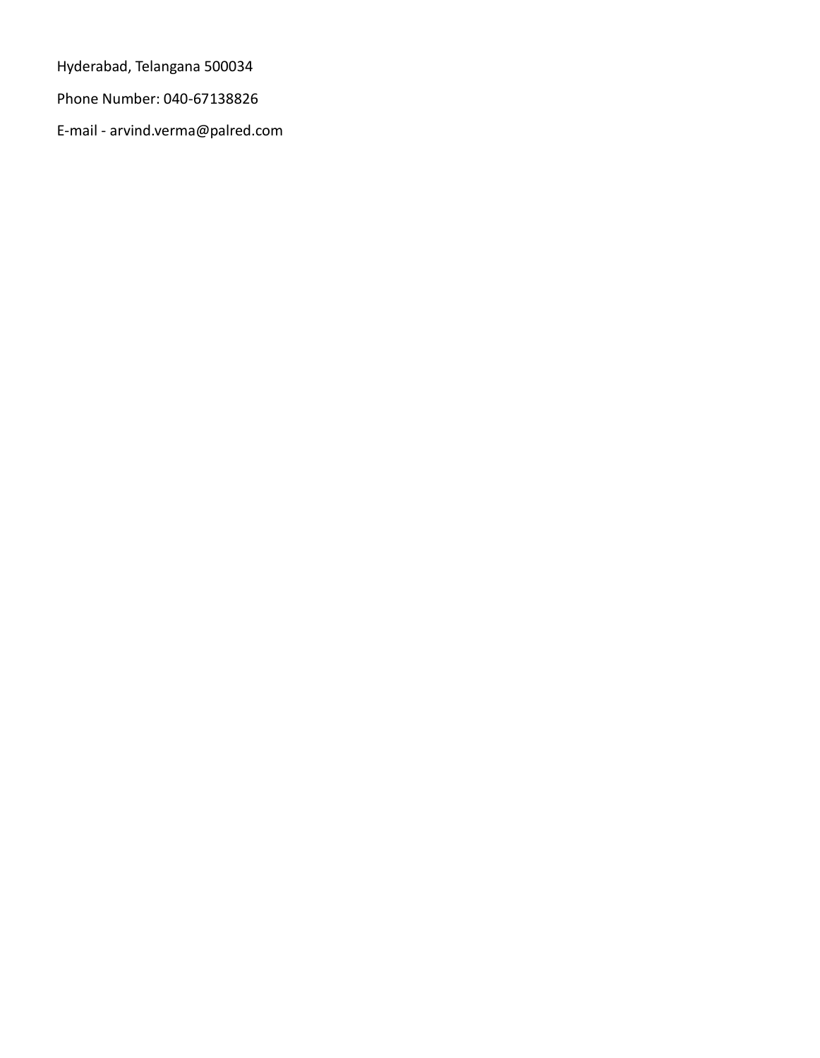Hyderabad, Telangana 500034

Phone Number: 040-67138826

E-mail - arvind.verma@palred.com